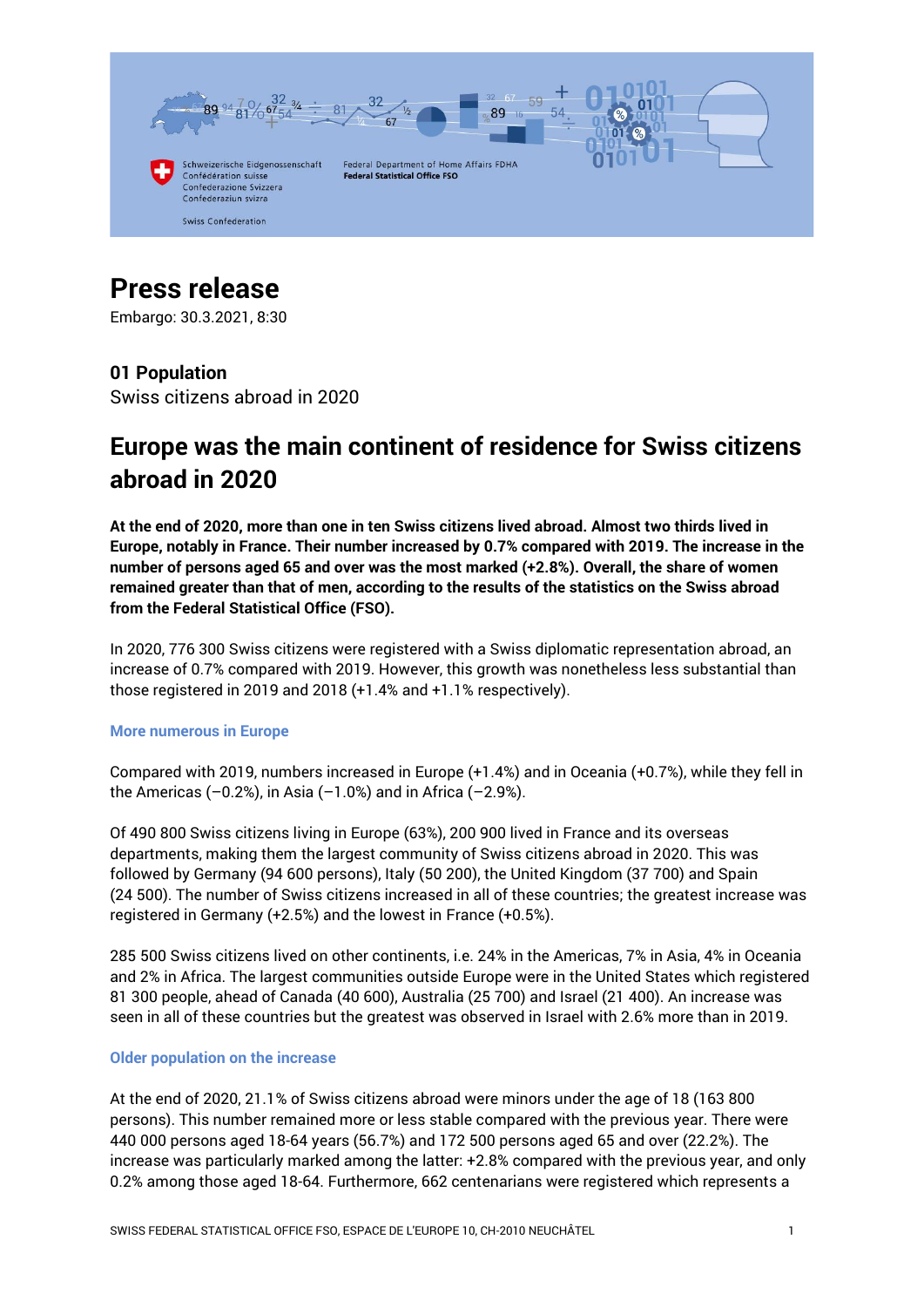Schweizerische Eidgenossenschaft
Confédération suisse
Confederazione Svizzera
Confederaziun svizra

Swiss Confederation

Federal Department of Home Affairs FDHA
**Federal Statistical Office FSO**

# Press release

Embargo: 30.3.2021, 8:30

**01 Population**
Swiss citizens abroad in 2020

## Europe was the main continent of residence for Swiss citizens abroad in 2020

**At the end of 2020, more than one in ten Swiss citizens lived abroad. Almost two thirds lived in Europe, notably in France. Their number increased by 0.7% compared with 2019. The increase in the number of persons aged 65 and over was the most marked (+2.8%). Overall, the share of women remained greater than that of men, according to the results of the statistics on the Swiss abroad from the Federal Statistical Office (FSO).**

In 2020, 776 300 Swiss citizens were registered with a Swiss diplomatic representation abroad, an increase of 0.7% compared with 2019. However, this growth was nonetheless less substantial than those registered in 2019 and 2018 (+1.4% and +1.1% respectively).

### More numerous in Europe

Compared with 2019, numbers increased in Europe (+1.4%) and in Oceania (+0.7%), while they fell in the Americas (–0.2%), in Asia (–1.0%) and in Africa (–2.9%).

Of 490 800 Swiss citizens living in Europe (63%), 200 900 lived in France and its overseas departments, making them the largest community of Swiss citizens abroad in 2020. This was followed by Germany (94 600 persons), Italy (50 200), the United Kingdom (37 700) and Spain (24 500). The number of Swiss citizens increased in all of these countries; the greatest increase was registered in Germany (+2.5%) and the lowest in France (+0.5%).

285 500 Swiss citizens lived on other continents, i.e. 24% in the Americas, 7% in Asia, 4% in Oceania and 2% in Africa. The largest communities outside Europe were in the United States which registered 81 300 people, ahead of Canada (40 600), Australia (25 700) and Israel (21 400). An increase was seen in all of these countries but the greatest was observed in Israel with 2.6% more than in 2019.

### Older population on the increase

At the end of 2020, 21.1% of Swiss citizens abroad were minors under the age of 18 (163 800 persons). This number remained more or less stable compared with the previous year. There were 440 000 persons aged 18-64 years (56.7%) and 172 500 persons aged 65 and over (22.2%). The increase was particularly marked among the latter: +2.8% compared with the previous year, and only 0.2% among those aged 18-64. Furthermore, 662 centenarians were registered which represents a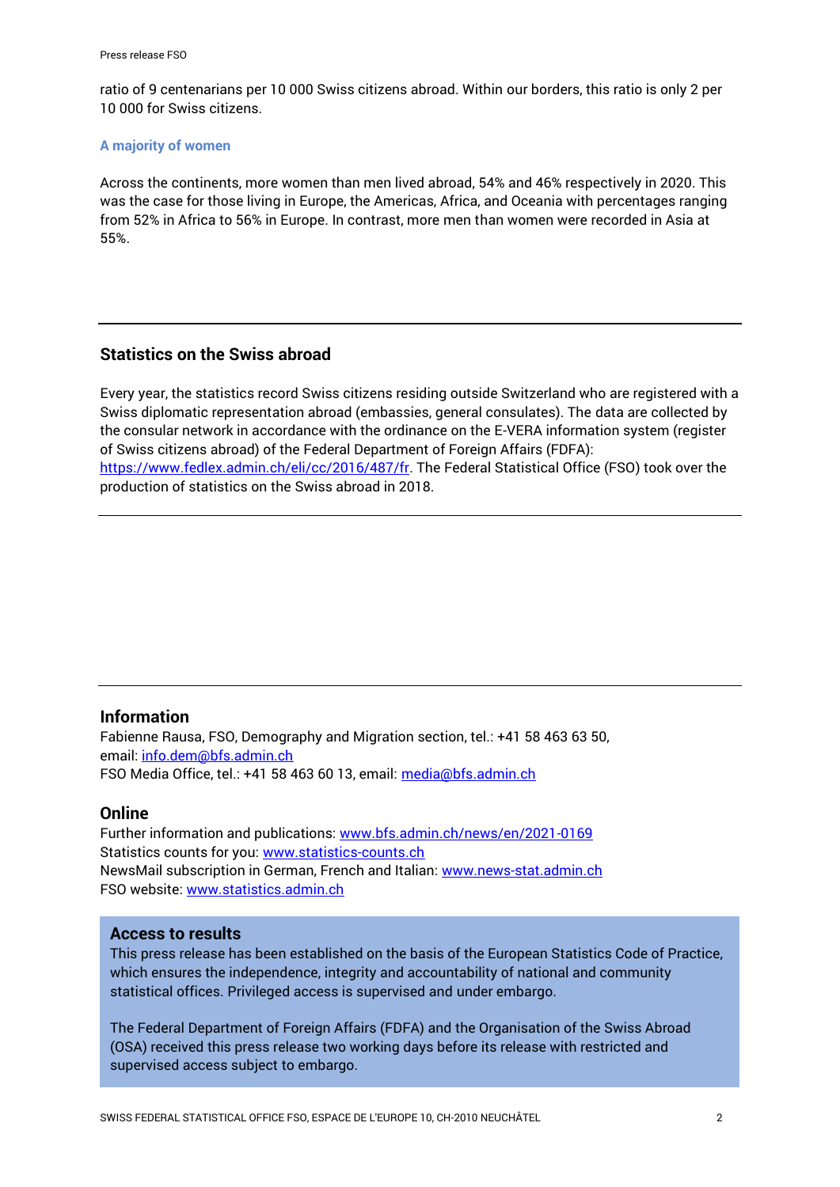ratio of 9 centenarians per 10 000 Swiss citizens abroad. Within our borders, this ratio is only 2 per 10 000 for Swiss citizens.

### A majority of women

Across the continents, more women than men lived abroad, 54% and 46% respectively in 2020. This was the case for those living in Europe, the Americas, Africa, and Oceania with percentages ranging from 52% in Africa to 56% in Europe. In contrast, more men than women were recorded in Asia at 55%.

---

## Statistics on the Swiss abroad

Every year, the statistics record Swiss citizens residing outside Switzerland who are registered with a Swiss diplomatic representation abroad (embassies, general consulates). The data are collected by the consular network in accordance with the ordinance on the E-VERA information system (register of Swiss citizens abroad) of the Federal Department of Foreign Affairs (FDFA): https://www.fedlex.admin.ch/eli/cc/2016/487/fr. The Federal Statistical Office (FSO) took over the production of statistics on the Swiss abroad in 2018.

---

## Information

Fabienne Rausa, FSO, Demography and Migration section, tel.: +41 58 463 63 50, email: info.dem@bfs.admin.ch
FSO Media Office, tel.: +41 58 463 60 13, email: media@bfs.admin.ch

## Online

Further information and publications: www.bfs.admin.ch/news/en/2021-0169
Statistics counts for you: www.statistics-counts.ch
NewsMail subscription in German, French and Italian: www.news-stat.admin.ch
FSO website: www.statistics.admin.ch

## Access to results

This press release has been established on the basis of the European Statistics Code of Practice, which ensures the independence, integrity and accountability of national and community statistical offices. Privileged access is supervised and under embargo.

The Federal Department of Foreign Affairs (FDFA) and the Organisation of the Swiss Abroad (OSA) received this press release two working days before its release with restricted and supervised access subject to embargo.